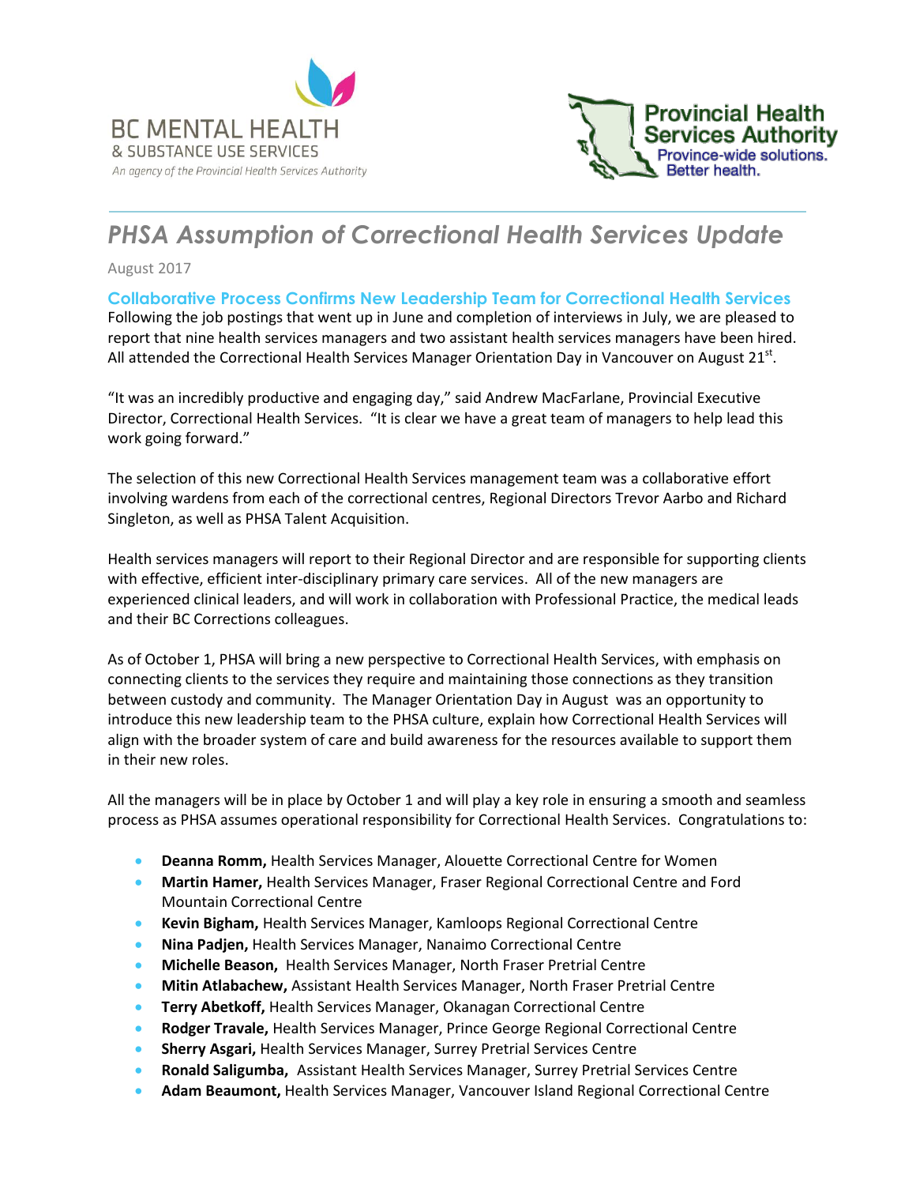BC MENTAL HEALTH
& SUBSTANCE USE SERVICES
*An agency of the Provincial Health Services Authority*

Provincial Health Services Authority
Province-wide solutions. Better health.

# PHSA Assumption of Correctional Health Services Update

August 2017

## Collaborative Process Confirms New Leadership Team for Correctional Health Services

Following the job postings that went up in June and completion of interviews in July, we are pleased to report that nine health services managers and two assistant health services managers have been hired. All attended the Correctional Health Services Manager Orientation Day in Vancouver on August 21st.

"It was an incredibly productive and engaging day," said Andrew MacFarlane, Provincial Executive Director, Correctional Health Services. "It is clear we have a great team of managers to help lead this work going forward."

The selection of this new Correctional Health Services management team was a collaborative effort involving wardens from each of the correctional centres, Regional Directors Trevor Aarbo and Richard Singleton, as well as PHSA Talent Acquisition.

Health services managers will report to their Regional Director and are responsible for supporting clients with effective, efficient inter-disciplinary primary care services. All of the new managers are experienced clinical leaders, and will work in collaboration with Professional Practice, the medical leads and their BC Corrections colleagues.

As of October 1, PHSA will bring a new perspective to Correctional Health Services, with emphasis on connecting clients to the services they require and maintaining those connections as they transition between custody and community. The Manager Orientation Day in August was an opportunity to introduce this new leadership team to the PHSA culture, explain how Correctional Health Services will align with the broader system of care and build awareness for the resources available to support them in their new roles.

All the managers will be in place by October 1 and will play a key role in ensuring a smooth and seamless process as PHSA assumes operational responsibility for Correctional Health Services. Congratulations to:

- **Deanna Romm,** Health Services Manager, Alouette Correctional Centre for Women
- **Martin Hamer,** Health Services Manager, Fraser Regional Correctional Centre and Ford Mountain Correctional Centre
- **Kevin Bigham,** Health Services Manager, Kamloops Regional Correctional Centre
- **Nina Padjen,** Health Services Manager, Nanaimo Correctional Centre
- **Michelle Beason,** Health Services Manager, North Fraser Pretrial Centre
- **Mitin Atlabachew,** Assistant Health Services Manager, North Fraser Pretrial Centre
- **Terry Abetkoff,** Health Services Manager, Okanagan Correctional Centre
- **Rodger Travale,** Health Services Manager, Prince George Regional Correctional Centre
- **Sherry Asgari,** Health Services Manager, Surrey Pretrial Services Centre
- **Ronald Saligumba,** Assistant Health Services Manager, Surrey Pretrial Services Centre
- **Adam Beaumont,** Health Services Manager, Vancouver Island Regional Correctional Centre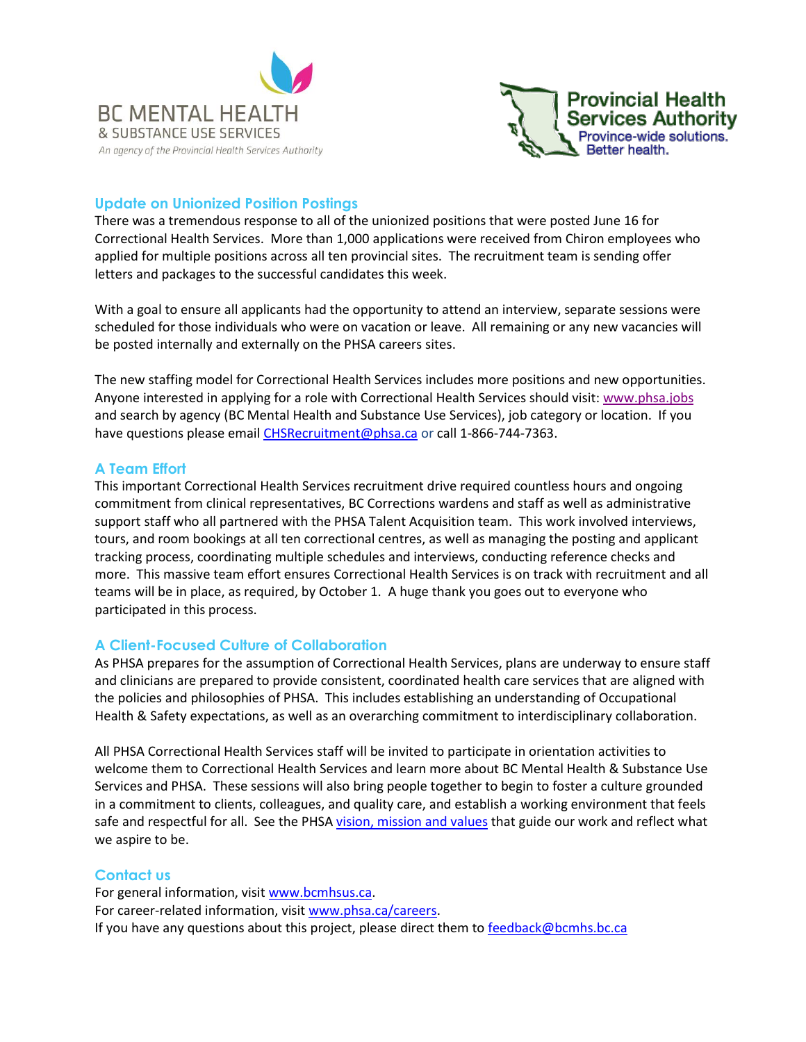## Update on Unionized Position Postings

There was a tremendous response to all of the unionized positions that were posted June 16 for Correctional Health Services. More than 1,000 applications were received from Chiron employees who applied for multiple positions across all ten provincial sites. The recruitment team is sending offer letters and packages to the successful candidates this week.

With a goal to ensure all applicants had the opportunity to attend an interview, separate sessions were scheduled for those individuals who were on vacation or leave. All remaining or any new vacancies will be posted internally and externally on the PHSA careers sites.

The new staffing model for Correctional Health Services includes more positions and new opportunities. Anyone interested in applying for a role with Correctional Health Services should visit: www.phsa.jobs and search by agency (BC Mental Health and Substance Use Services), job category or location. If you have questions please email CHSRecruitment@phsa.ca or call 1-866-744-7363.

## A Team Effort

This important Correctional Health Services recruitment drive required countless hours and ongoing commitment from clinical representatives, BC Corrections wardens and staff as well as administrative support staff who all partnered with the PHSA Talent Acquisition team. This work involved interviews, tours, and room bookings at all ten correctional centres, as well as managing the posting and applicant tracking process, coordinating multiple schedules and interviews, conducting reference checks and more. This massive team effort ensures Correctional Health Services is on track with recruitment and all teams will be in place, as required, by October 1. A huge thank you goes out to everyone who participated in this process.

## A Client-Focused Culture of Collaboration

As PHSA prepares for the assumption of Correctional Health Services, plans are underway to ensure staff and clinicians are prepared to provide consistent, coordinated health care services that are aligned with the policies and philosophies of PHSA. This includes establishing an understanding of Occupational Health & Safety expectations, as well as an overarching commitment to interdisciplinary collaboration.

All PHSA Correctional Health Services staff will be invited to participate in orientation activities to welcome them to Correctional Health Services and learn more about BC Mental Health & Substance Use Services and PHSA. These sessions will also bring people together to begin to foster a culture grounded in a commitment to clients, colleagues, and quality care, and establish a working environment that feels safe and respectful for all. See the PHSA vision, mission and values that guide our work and reflect what we aspire to be.

## Contact us

For general information, visit www.bcmhsus.ca.
For career-related information, visit www.phsa.ca/careers.
If you have any questions about this project, please direct them to feedback@bcmhs.bc.ca